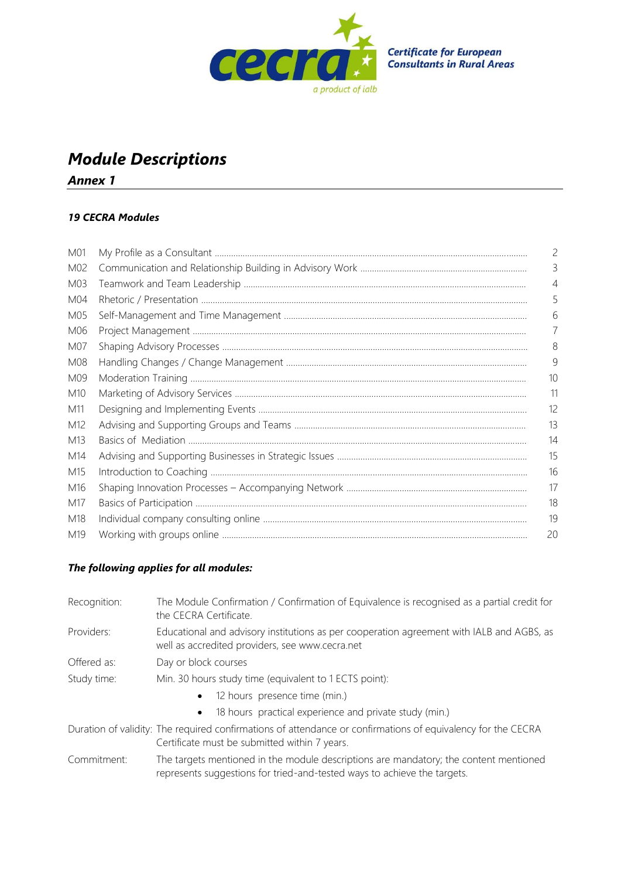cecra — Certificate for European Consultants in Rural Areas

a product of ialb

# Module Descriptions

## Annex 1

### 19 CECRA Modules

| | | |
|---|---|---|
| M01 | My Profile as a Consultant | 2 |
| M02 | Communication and Relationship Building in Advisory Work | 3 |
| M03 | Teamwork and Team Leadership | 4 |
| M04 | Rhetoric / Presentation | 5 |
| M05 | Self-Management and Time Management | 6 |
| M06 | Project Management | 7 |
| M07 | Shaping Advisory Processes | 8 |
| M08 | Handling Changes / Change Management | 9 |
| M09 | Moderation Training | 10 |
| M10 | Marketing of Advisory Services | 11 |
| M11 | Designing and Implementing Events | 12 |
| M12 | Advising and Supporting Groups and Teams | 13 |
| M13 | Basics of Mediation | 14 |
| M14 | Advising and Supporting Businesses in Strategic Issues | 15 |
| M15 | Introduction to Coaching | 16 |
| M16 | Shaping Innovation Processes – Accompanying Network | 17 |
| M17 | Basics of Participation | 18 |
| M18 | Individual company consulting online | 19 |
| M19 | Working with groups online | 20 |

### The following applies for all modules:

| | |
|---|---|
| Recognition: | The Module Confirmation / Confirmation of Equivalence is recognised as a partial credit for the CECRA Certificate. |
| Providers: | Educational and advisory institutions as per cooperation agreement with IALB and AGBS, as well as accredited providers, see www.cecra.net |
| Offered as: | Day or block courses |
| Study time: | Min. 30 hours study time (equivalent to 1 ECTS point):<br>• 12 hours presence time (min.)<br>• 18 hours practical experience and private study (min.) |
| Duration of validity: | The required confirmations of attendance or confirmations of equivalency for the CECRA Certificate must be submitted within 7 years. |
| Commitment: | The targets mentioned in the module descriptions are mandatory; the content mentioned represents suggestions for tried-and-tested ways to achieve the targets. |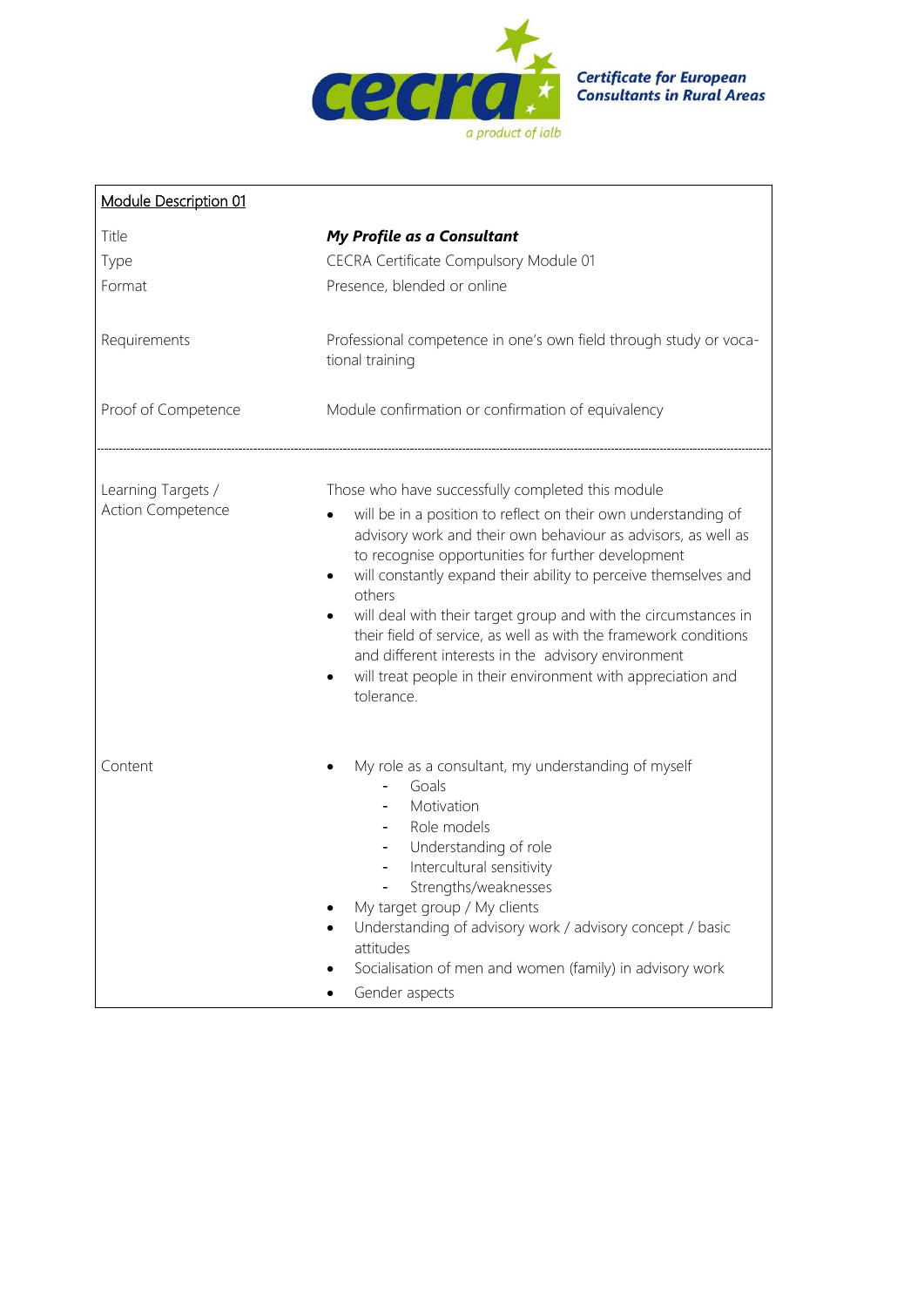**Certificate for European Consultants in Rural Areas**

| Module Description 01 | |
|---|---|
| Title | ***My Profile as a Consultant*** |
| Type | CECRA Certificate Compulsory Module 01 |
| Format | Presence, blended or online |
| Requirements | Professional competence in one's own field through study or vocational training |
| Proof of Competence | Module confirmation or confirmation of equivalency |
| Learning Targets / Action Competence | Those who have successfully completed this module<br>• will be in a position to reflect on their own understanding of advisory work and their own behaviour as advisors, as well as to recognise opportunities for further development<br>• will constantly expand their ability to perceive themselves and others<br>• will deal with their target group and with the circumstances in their field of service, as well as with the framework conditions and different interests in the advisory environment<br>• will treat people in their environment with appreciation and tolerance. |
| Content | • My role as a consultant, my understanding of myself<br>  - Goals<br>  - Motivation<br>  - Role models<br>  - Understanding of role<br>  - Intercultural sensitivity<br>  - Strengths/weaknesses<br>• My target group / My clients<br>• Understanding of advisory work / advisory concept / basic attitudes<br>• Socialisation of men and women (family) in advisory work<br>• Gender aspects |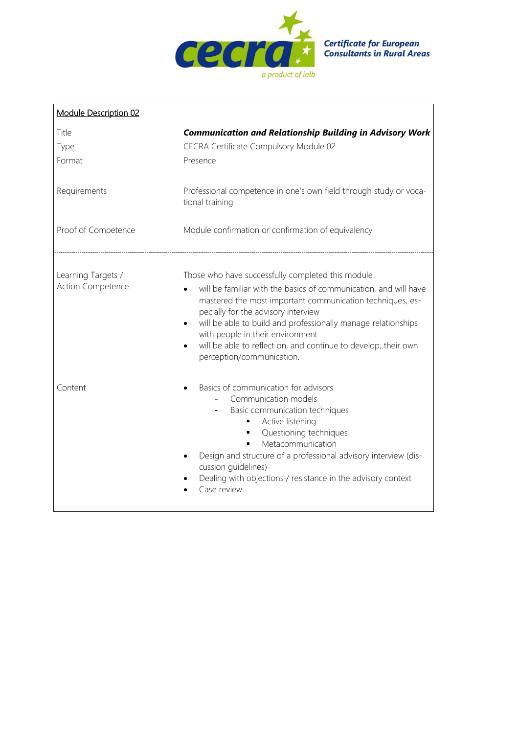Certificate for European Consultants in Rural Areas

| Module Description 02 | |
|---|---|
| Title | ***Communication and Relationship Building in Advisory Work*** |
| Type | CECRA Certificate Compulsory Module 02 |
| Format | Presence |
| Requirements | Professional competence in one's own field through study or vocational training |
| Proof of Competence | Module confirmation or confirmation of equivalency |
| Learning Targets / Action Competence | Those who have successfully completed this module<br>• will be familiar with the basics of communication, and will have mastered the most important communication techniques, especially for the advisory interview<br>• will be able to build and professionally manage relationships with people in their environment<br>• will be able to reflect on, and continue to develop, their own perception/communication. |
| Content | • Basics of communication for advisors<br>  - Communication models<br>  - Basic communication techniques<br>    ▪ Active listening<br>    ▪ Questioning techniques<br>    ▪ Metacommunication<br>• Design and structure of a professional advisory interview (discussion guidelines)<br>• Dealing with objections / resistance in the advisory context<br>• Case review |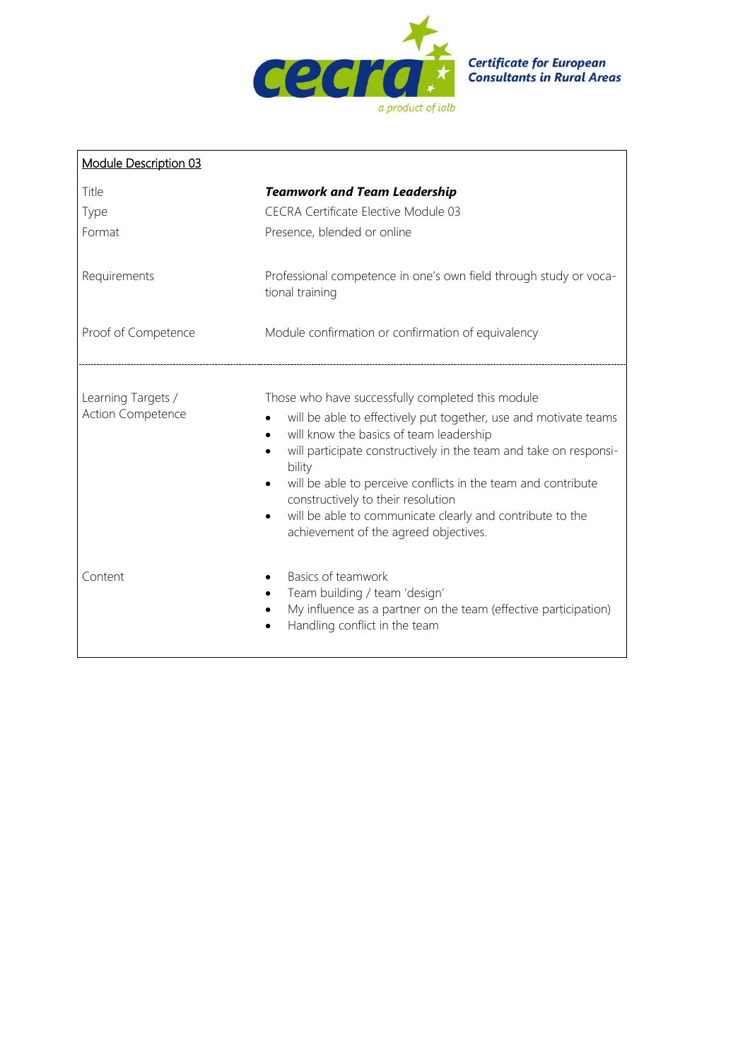Certificate for European Consultants in Rural Areas

a product of ialb

| Module Description 03 | |
|---|---|
| Title | ***Teamwork and Team Leadership*** |
| Type | CECRA Certificate Elective Module 03 |
| Format | Presence, blended or online |
| Requirements | Professional competence in one's own field through study or vocational training |
| Proof of Competence | Module confirmation or confirmation of equivalency |
| Learning Targets / Action Competence | Those who have successfully completed this module<br>• will be able to effectively put together, use and motivate teams<br>• will know the basics of team leadership<br>• will participate constructively in the team and take on responsibility<br>• will be able to perceive conflicts in the team and contribute constructively to their resolution<br>• will be able to communicate clearly and contribute to the achievement of the agreed objectives. |
| Content | • Basics of teamwork<br>• Team building / team 'design'<br>• My influence as a partner on the team (effective participation)<br>• Handling conflict in the team |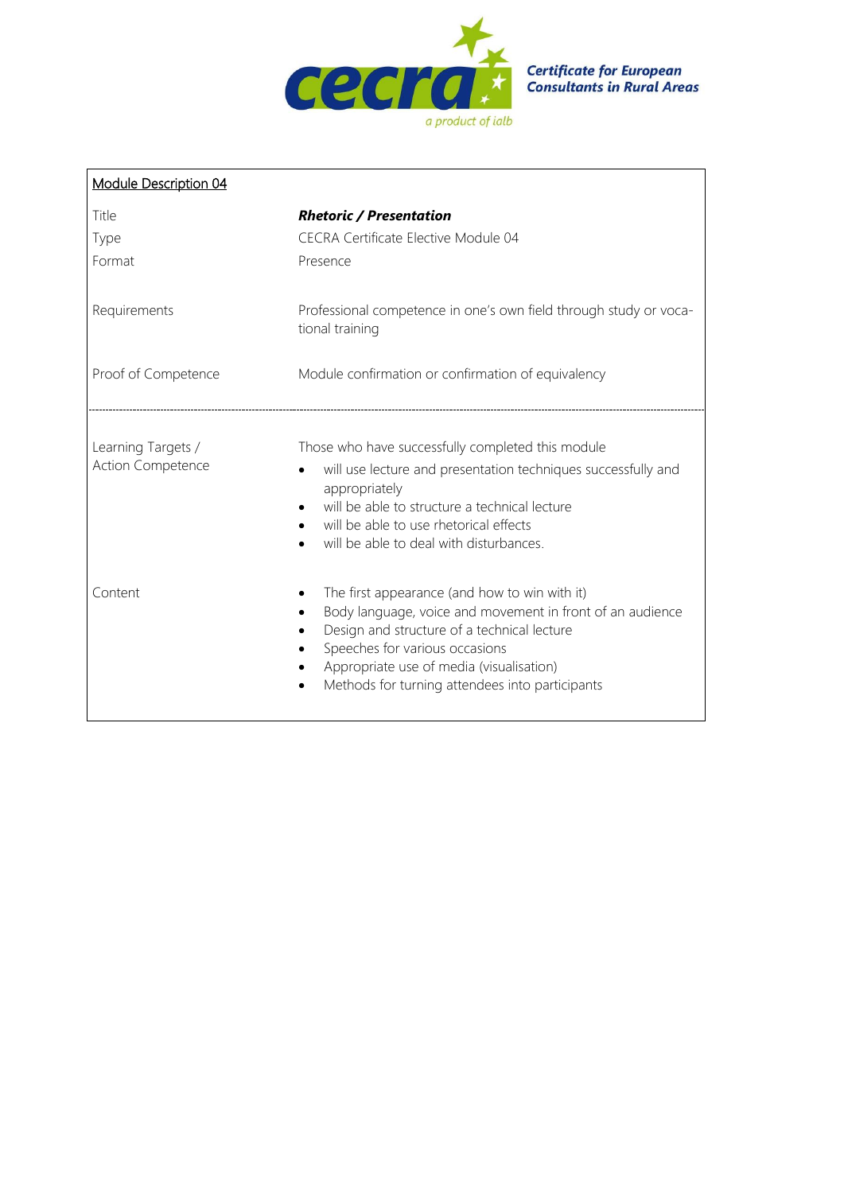cecra

a product of ialb

**Certificate for European Consultants in Rural Areas**

| Module Description 04 | |
|---|---|
| Title | ***Rhetoric / Presentation*** |
| Type | CECRA Certificate Elective Module 04 |
| Format | Presence |
| Requirements | Professional competence in one's own field through study or vocational training |
| Proof of Competence | Module confirmation or confirmation of equivalency |
| Learning Targets / Action Competence | Those who have successfully completed this module<br>• will use lecture and presentation techniques successfully and appropriately<br>• will be able to structure a technical lecture<br>• will be able to use rhetorical effects<br>• will be able to deal with disturbances. |
| Content | • The first appearance (and how to win with it)<br>• Body language, voice and movement in front of an audience<br>• Design and structure of a technical lecture<br>• Speeches for various occasions<br>• Appropriate use of media (visualisation)<br>• Methods for turning attendees into participants |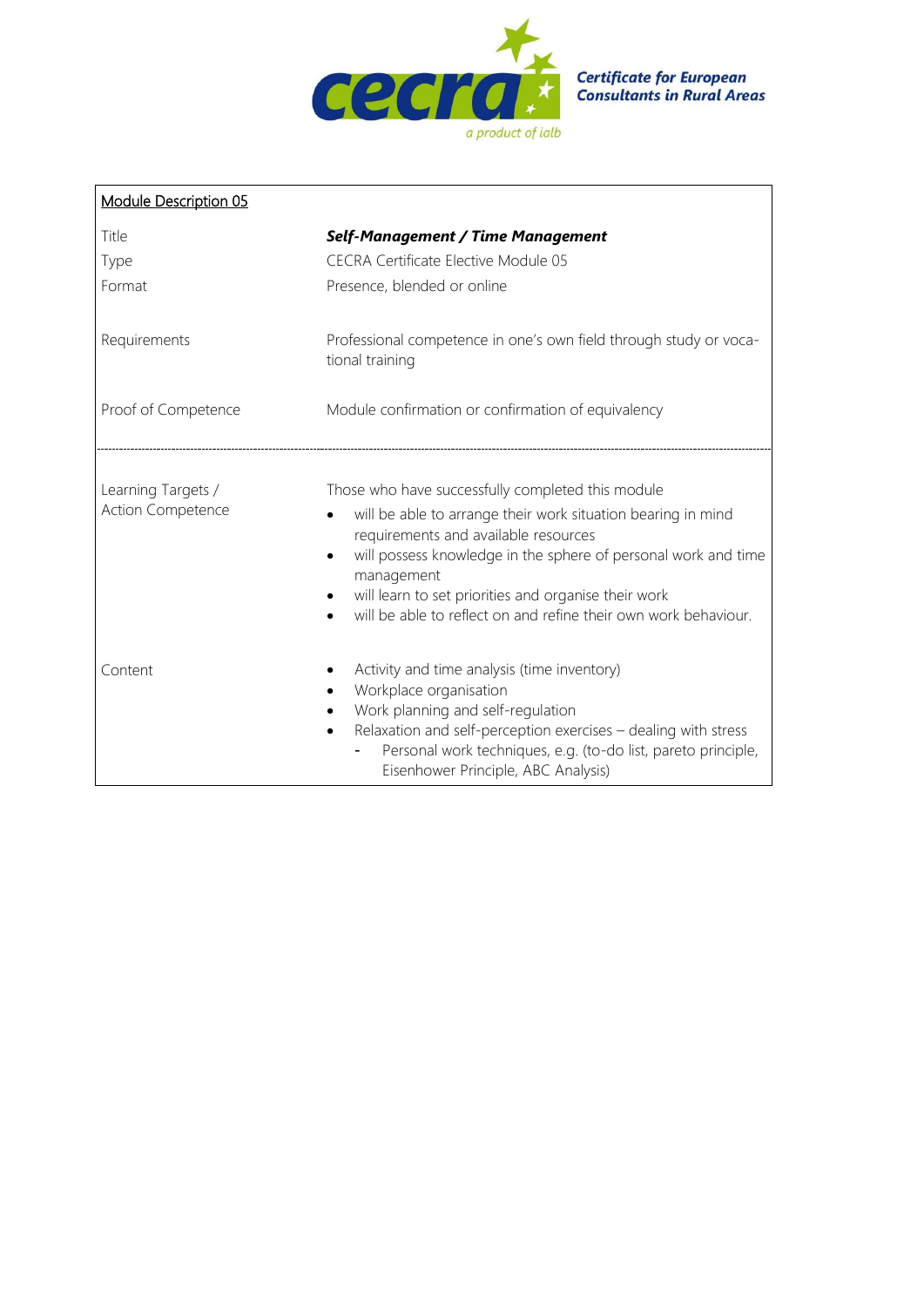Certificate for European Consultants in Rural Areas

a product of iaIb

| Module Description 05 | |
|---|---|
| Title | ***Self-Management / Time Management*** |
| Type | CECRA Certificate Elective Module 05 |
| Format | Presence, blended or online |
| Requirements | Professional competence in one's own field through study or vocational training |
| Proof of Competence | Module confirmation or confirmation of equivalency |
| Learning Targets / Action Competence | Those who have successfully completed this module<br>• will be able to arrange their work situation bearing in mind requirements and available resources<br>• will possess knowledge in the sphere of personal work and time management<br>• will learn to set priorities and organise their work<br>• will be able to reflect on and refine their own work behaviour. |
| Content | • Activity and time analysis (time inventory)<br>• Workplace organisation<br>• Work planning and self-regulation<br>• Relaxation and self-perception exercises – dealing with stress<br>  - Personal work techniques, e.g. (to-do list, pareto principle, Eisenhower Principle, ABC Analysis) |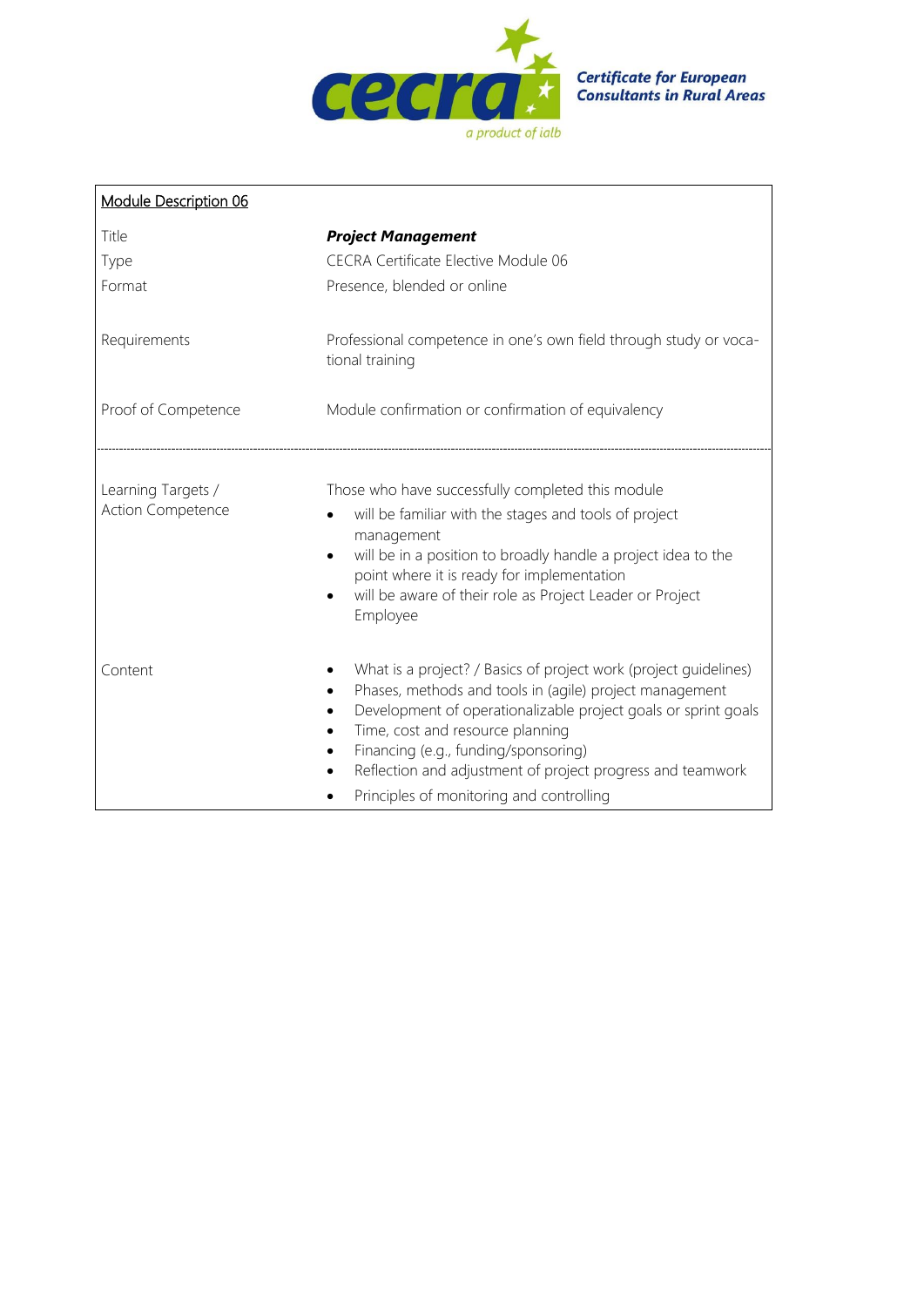Certificate for European Consultants in Rural Areas

a product of ialb

| Module Description 06 | |
|---|---|
| Title | ***Project Management*** |
| Type | CECRA Certificate Elective Module 06 |
| Format | Presence, blended or online |
| Requirements | Professional competence in one's own field through study or vocational training |
| Proof of Competence | Module confirmation or confirmation of equivalency |
| Learning Targets / Action Competence | Those who have successfully completed this module<br>• will be familiar with the stages and tools of project management<br>• will be in a position to broadly handle a project idea to the point where it is ready for implementation<br>• will be aware of their role as Project Leader or Project Employee |
| Content | • What is a project? / Basics of project work (project guidelines)<br>• Phases, methods and tools in (agile) project management<br>• Development of operationalizable project goals or sprint goals<br>• Time, cost and resource planning<br>• Financing (e.g., funding/sponsoring)<br>• Reflection and adjustment of project progress and teamwork<br>• Principles of monitoring and controlling |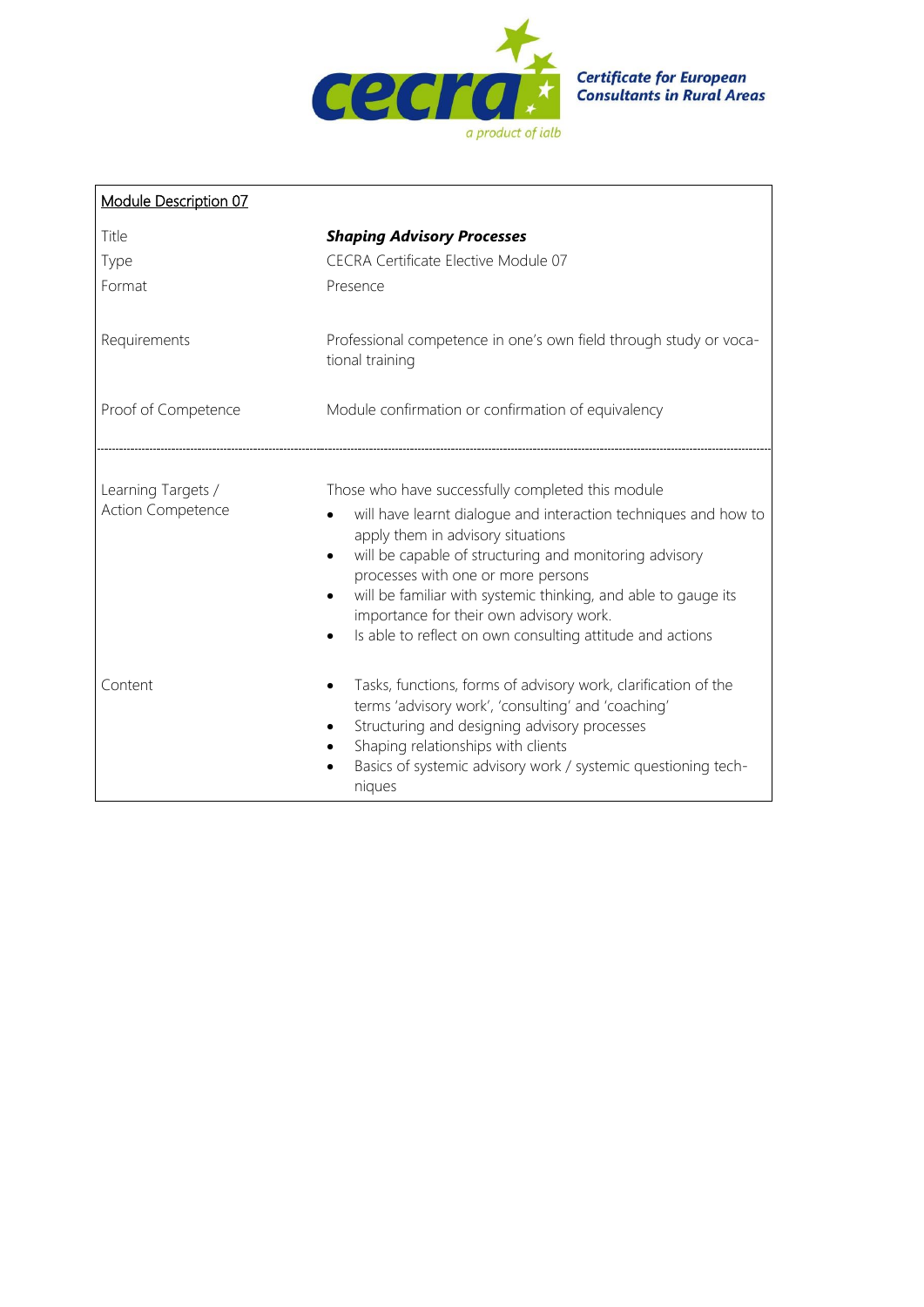| Module Description 07 | |
|---|---|
| Title | ***Shaping Advisory Processes*** |
| Type | CECRA Certificate Elective Module 07 |
| Format | Presence |
| Requirements | Professional competence in one's own field through study or vocational training |
| Proof of Competence | Module confirmation or confirmation of equivalency |
| Learning Targets / Action Competence | Those who have successfully completed this module<br>• will have learnt dialogue and interaction techniques and how to apply them in advisory situations<br>• will be capable of structuring and monitoring advisory processes with one or more persons<br>• will be familiar with systemic thinking, and able to gauge its importance for their own advisory work.<br>• Is able to reflect on own consulting attitude and actions |
| Content | • Tasks, functions, forms of advisory work, clarification of the terms 'advisory work', 'consulting' and 'coaching'<br>• Structuring and designing advisory processes<br>• Shaping relationships with clients<br>• Basics of systemic advisory work / systemic questioning techniques |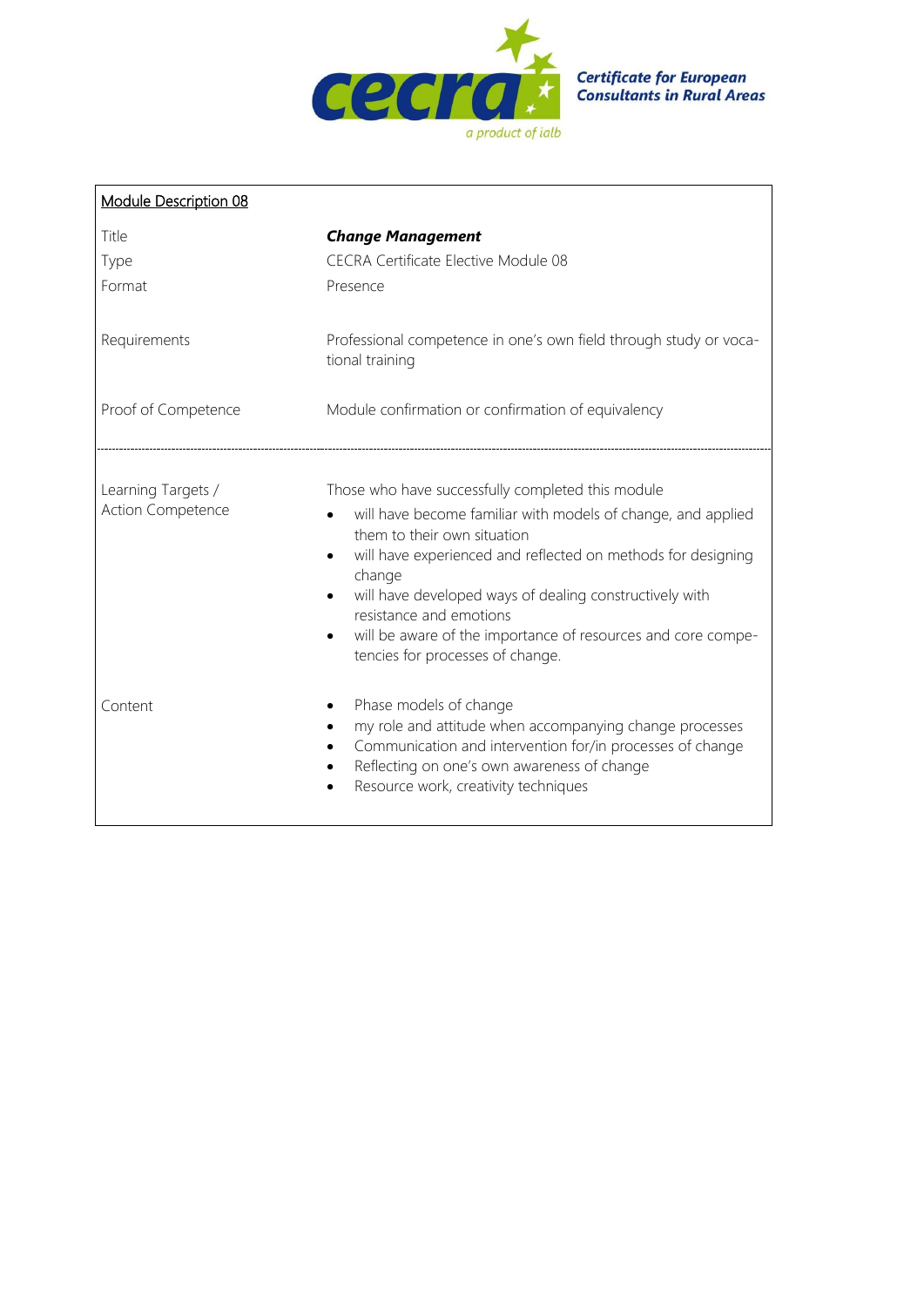**Certificate for European Consultants in Rural Areas**

| Module Description 08 | |
|---|---|
| Title | ***Change Management*** |
| Type | CECRA Certificate Elective Module 08 |
| Format | Presence |
| Requirements | Professional competence in one's own field through study or vocational training |
| Proof of Competence | Module confirmation or confirmation of equivalency |
| Learning Targets / Action Competence | Those who have successfully completed this module<br>• will have become familiar with models of change, and applied them to their own situation<br>• will have experienced and reflected on methods for designing change<br>• will have developed ways of dealing constructively with resistance and emotions<br>• will be aware of the importance of resources and core competencies for processes of change. |
| Content | • Phase models of change<br>• my role and attitude when accompanying change processes<br>• Communication and intervention for/in processes of change<br>• Reflecting on one's own awareness of change<br>• Resource work, creativity techniques |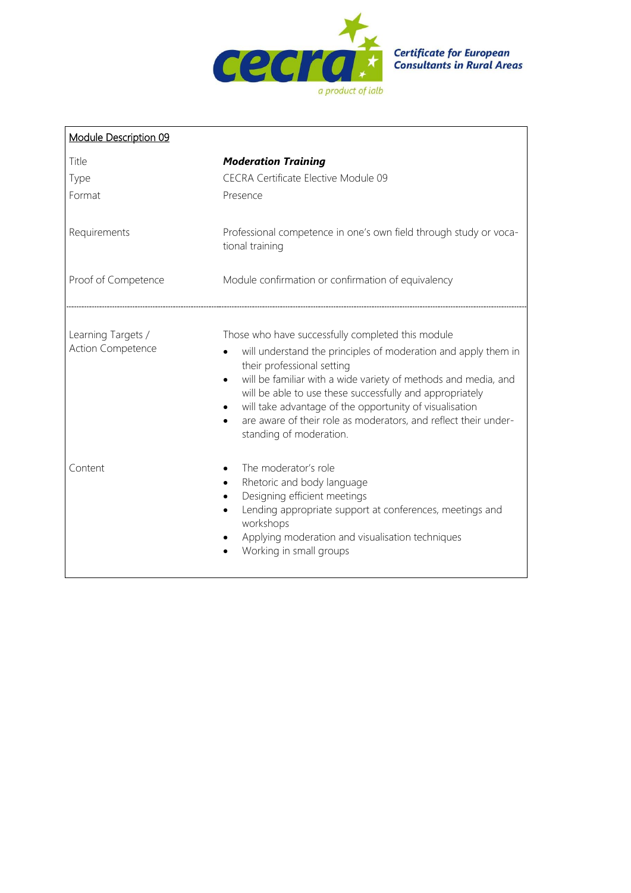Certificate for European Consultants in Rural Areas

a product of ialb

| Module Description 09 | |
|---|---|
| Title | ***Moderation Training*** |
| Type | CECRA Certificate Elective Module 09 |
| Format | Presence |
| Requirements | Professional competence in one's own field through study or vocational training |
| Proof of Competence | Module confirmation or confirmation of equivalency |
| Learning Targets / Action Competence | Those who have successfully completed this module<br>• will understand the principles of moderation and apply them in their professional setting<br>• will be familiar with a wide variety of methods and media, and will be able to use these successfully and appropriately<br>• will take advantage of the opportunity of visualisation<br>• are aware of their role as moderators, and reflect their understanding of moderation. |
| Content | • The moderator's role<br>• Rhetoric and body language<br>• Designing efficient meetings<br>• Lending appropriate support at conferences, meetings and workshops<br>• Applying moderation and visualisation techniques<br>• Working in small groups |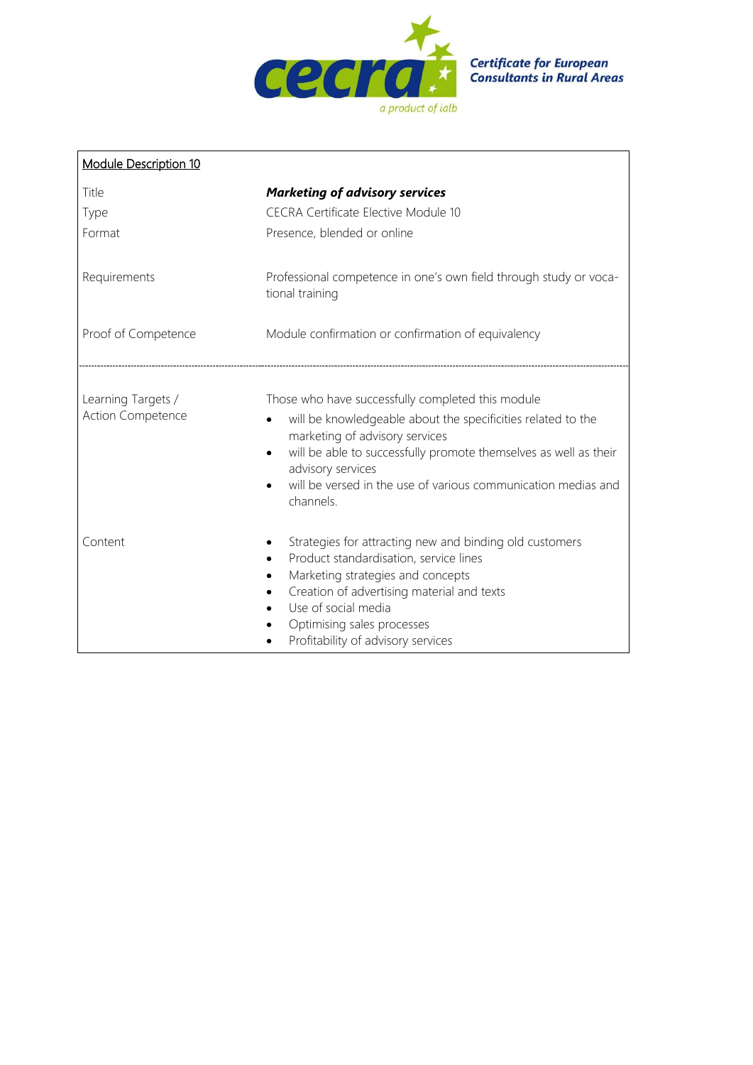Certificate for European Consultants in Rural Areas

a product of ialb

| Module Description 10 | |
|---|---|
| Title | ***Marketing of advisory services*** |
| Type | CECRA Certificate Elective Module 10 |
| Format | Presence, blended or online |
| Requirements | Professional competence in one's own field through study or vocational training |
| Proof of Competence | Module confirmation or confirmation of equivalency |
| Learning Targets / Action Competence | Those who have successfully completed this module<br>• will be knowledgeable about the specificities related to the marketing of advisory services<br>• will be able to successfully promote themselves as well as their advisory services<br>• will be versed in the use of various communication medias and channels. |
| Content | • Strategies for attracting new and binding old customers<br>• Product standardisation, service lines<br>• Marketing strategies and concepts<br>• Creation of advertising material and texts<br>• Use of social media<br>• Optimising sales processes<br>• Profitability of advisory services |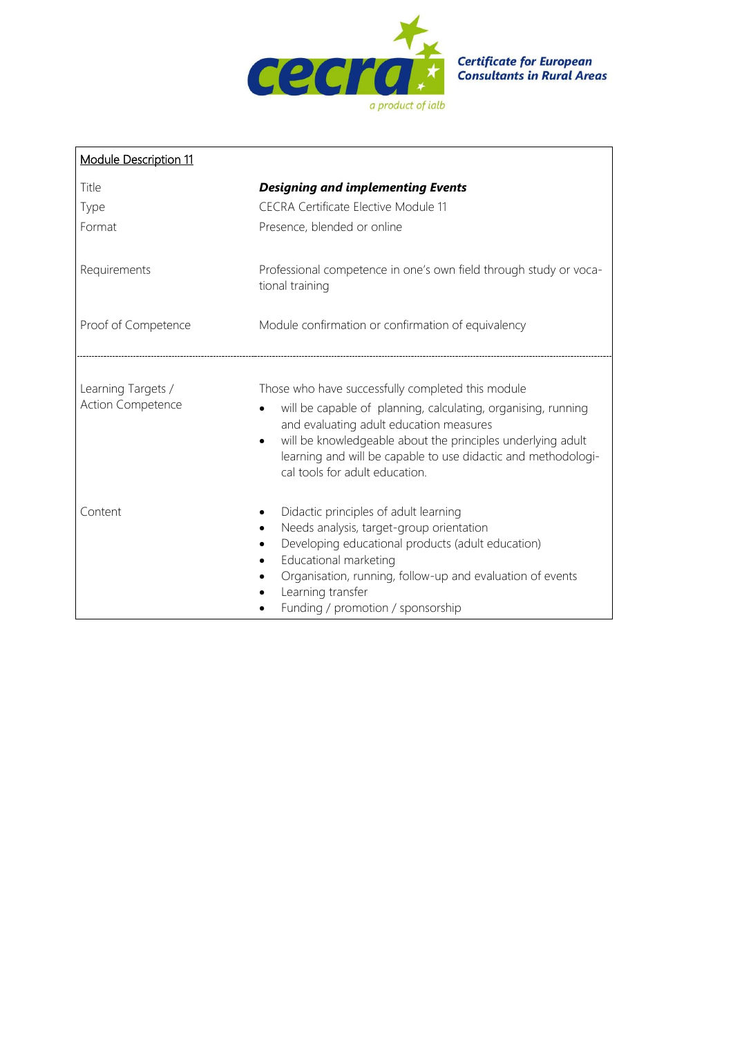Certificate for European Consultants in Rural Areas

a product of ialb

<u>Module Description 11</u>

| | |
|---|---|
| Title | ***Designing and implementing Events*** |
| Type | CECRA Certificate Elective Module 11 |
| Format | Presence, blended or online |
| Requirements | Professional competence in one's own field through study or vocational training |
| Proof of Competence | Module confirmation or confirmation of equivalency |
| Learning Targets / Action Competence | Those who have successfully completed this module<br>• will be capable of planning, calculating, organising, running and evaluating adult education measures<br>• will be knowledgeable about the principles underlying adult learning and will be capable to use didactic and methodological tools for adult education. |
| Content | • Didactic principles of adult learning<br>• Needs analysis, target-group orientation<br>• Developing educational products (adult education)<br>• Educational marketing<br>• Organisation, running, follow-up and evaluation of events<br>• Learning transfer<br>• Funding / promotion / sponsorship |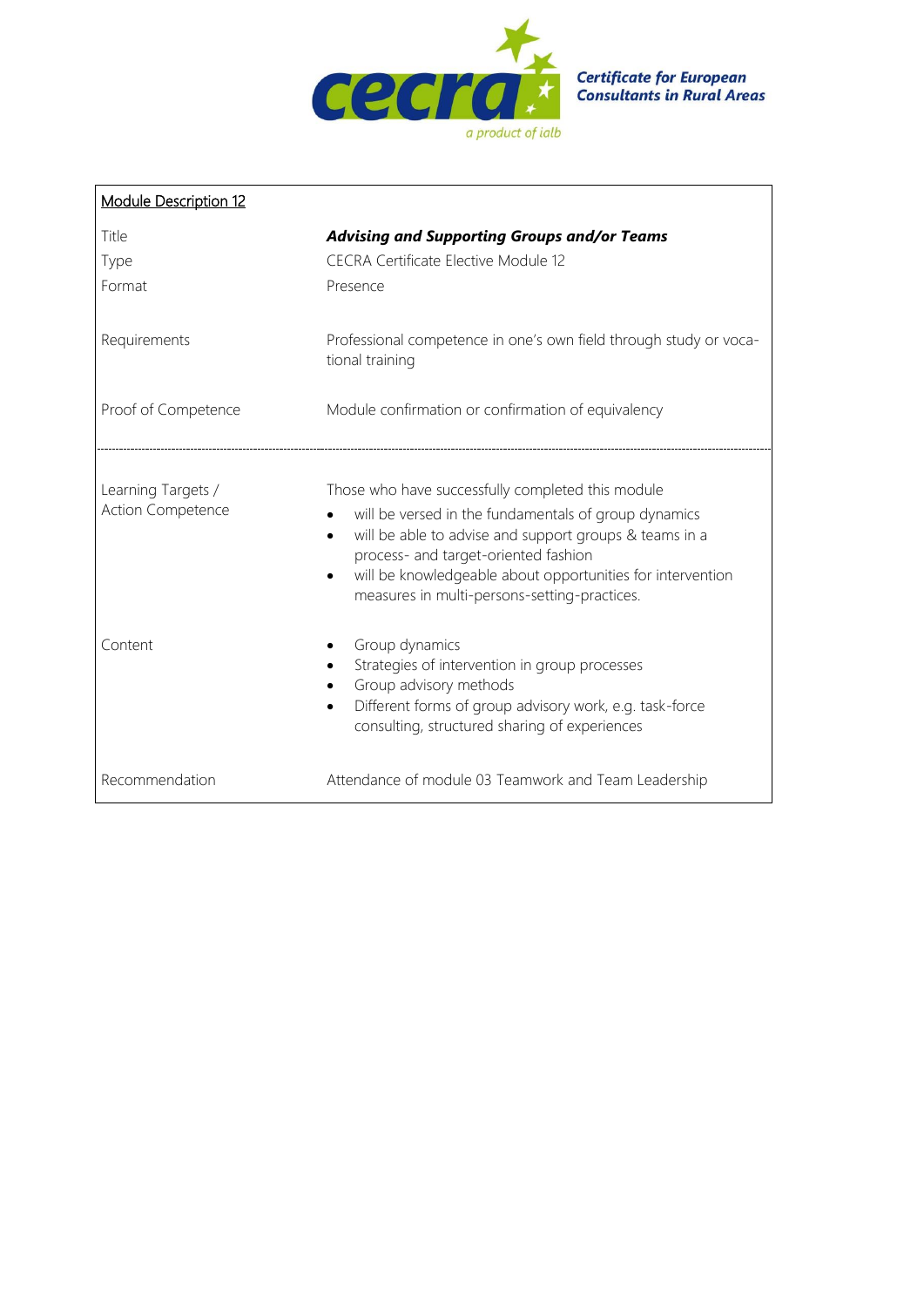**Certificate for European Consultants in Rural Areas**

| Module Description 12 | |
|---|---|
| Title | ***Advising and Supporting Groups and/or Teams*** |
| Type | CECRA Certificate Elective Module 12 |
| Format | Presence |
| Requirements | Professional competence in one's own field through study or vocational training |
| Proof of Competence | Module confirmation or confirmation of equivalency |
| Learning Targets / Action Competence | Those who have successfully completed this module<br>• will be versed in the fundamentals of group dynamics<br>• will be able to advise and support groups & teams in a process- and target-oriented fashion<br>• will be knowledgeable about opportunities for intervention measures in multi-persons-setting-practices. |
| Content | • Group dynamics<br>• Strategies of intervention in group processes<br>• Group advisory methods<br>• Different forms of group advisory work, e.g. task-force consulting, structured sharing of experiences |
| Recommendation | Attendance of module 03 Teamwork and Team Leadership |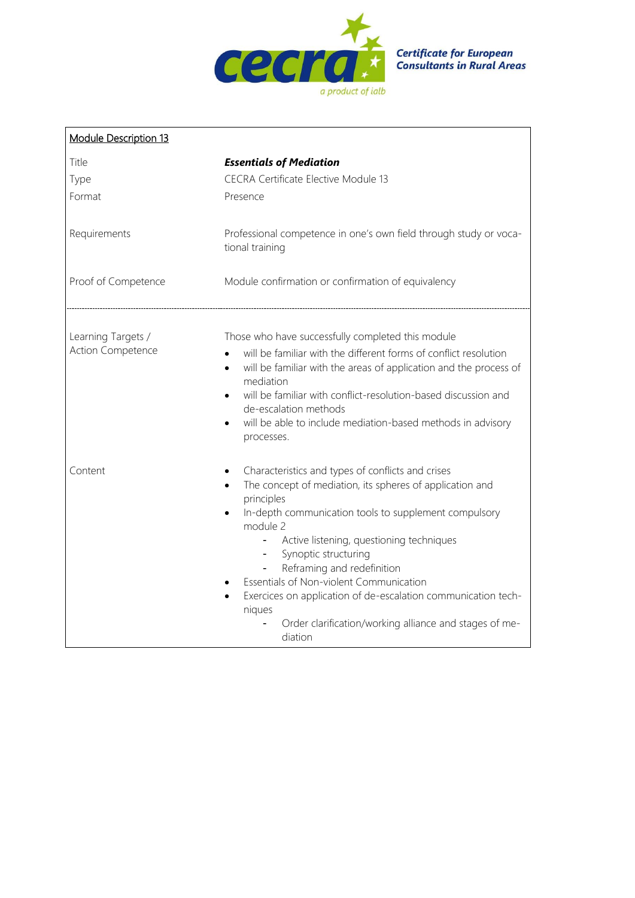Certificate for European Consultants in Rural Areas

a product of ialb

<u>Module Description 13</u>

| | |
|---|---|
| Title | ***Essentials of Mediation*** |
| Type | CECRA Certificate Elective Module 13 |
| Format | Presence |
| Requirements | Professional competence in one's own field through study or vocational training |
| Proof of Competence | Module confirmation or confirmation of equivalency |
| Learning Targets / Action Competence | Those who have successfully completed this module<br>• will be familiar with the different forms of conflict resolution<br>• will be familiar with the areas of application and the process of mediation<br>• will be familiar with conflict-resolution-based discussion and de-escalation methods<br>• will be able to include mediation-based methods in advisory processes. |
| Content | • Characteristics and types of conflicts and crises<br>• The concept of mediation, its spheres of application and principles<br>• In-depth communication tools to supplement compulsory module 2<br>  - Active listening, questioning techniques<br>  - Synoptic structuring<br>  - Reframing and redefinition<br>• Essentials of Non-violent Communication<br>• Exercices on application of de-escalation communication techniques<br>  - Order clarification/working alliance and stages of mediation |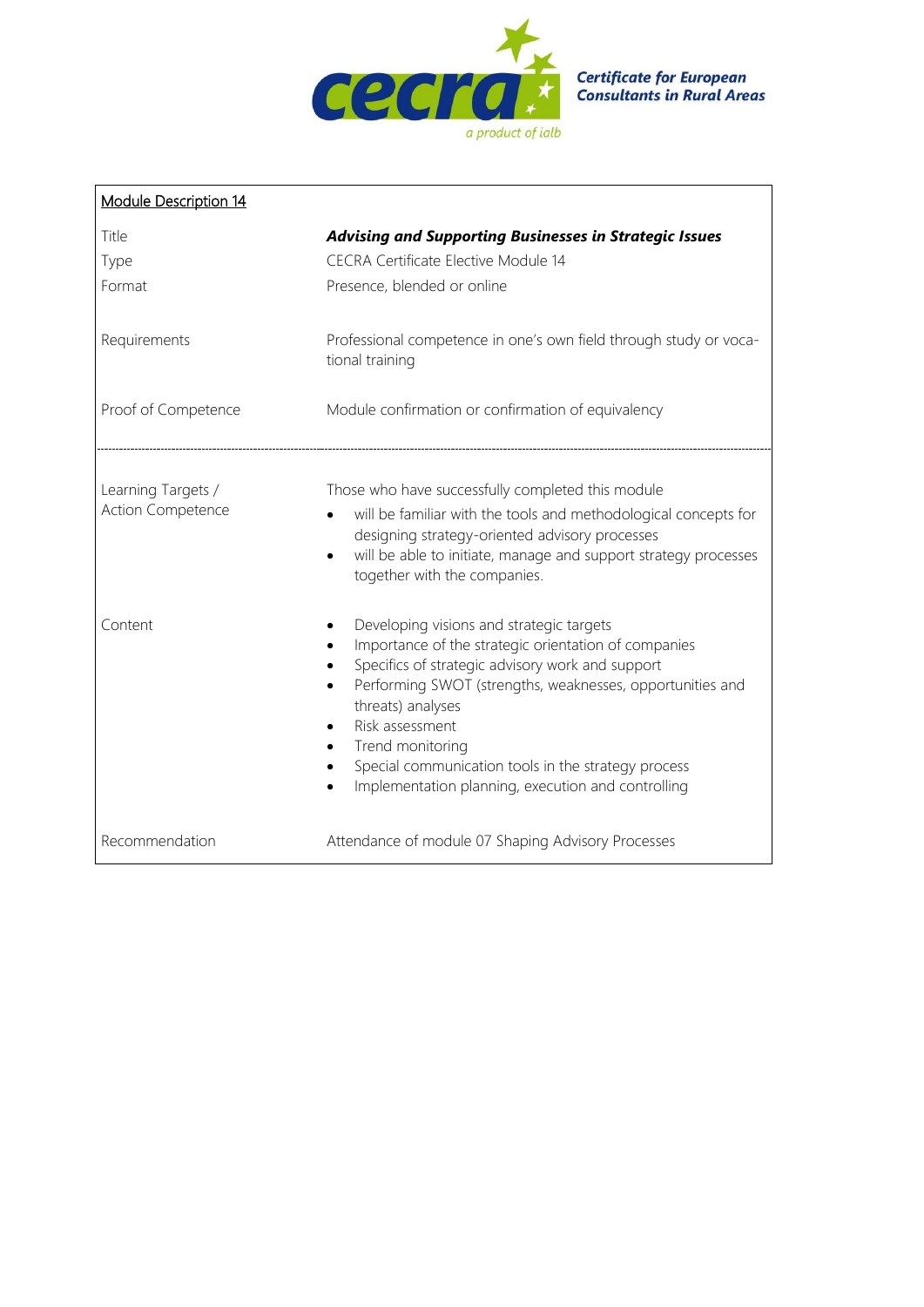Certificate for European Consultants in Rural Areas

a product of ialb

| Module Description 14 | |
|---|---|
| Title | ***Advising and Supporting Businesses in Strategic Issues*** |
| Type | CECRA Certificate Elective Module 14 |
| Format | Presence, blended or online |
| Requirements | Professional competence in one's own field through study or vocational training |
| Proof of Competence | Module confirmation or confirmation of equivalency |
| Learning Targets / Action Competence | Those who have successfully completed this module<br>• will be familiar with the tools and methodological concepts for designing strategy-oriented advisory processes<br>• will be able to initiate, manage and support strategy processes together with the companies. |
| Content | • Developing visions and strategic targets<br>• Importance of the strategic orientation of companies<br>• Specifics of strategic advisory work and support<br>• Performing SWOT (strengths, weaknesses, opportunities and threats) analyses<br>• Risk assessment<br>• Trend monitoring<br>• Special communication tools in the strategy process<br>• Implementation planning, execution and controlling |
| Recommendation | Attendance of module 07 Shaping Advisory Processes |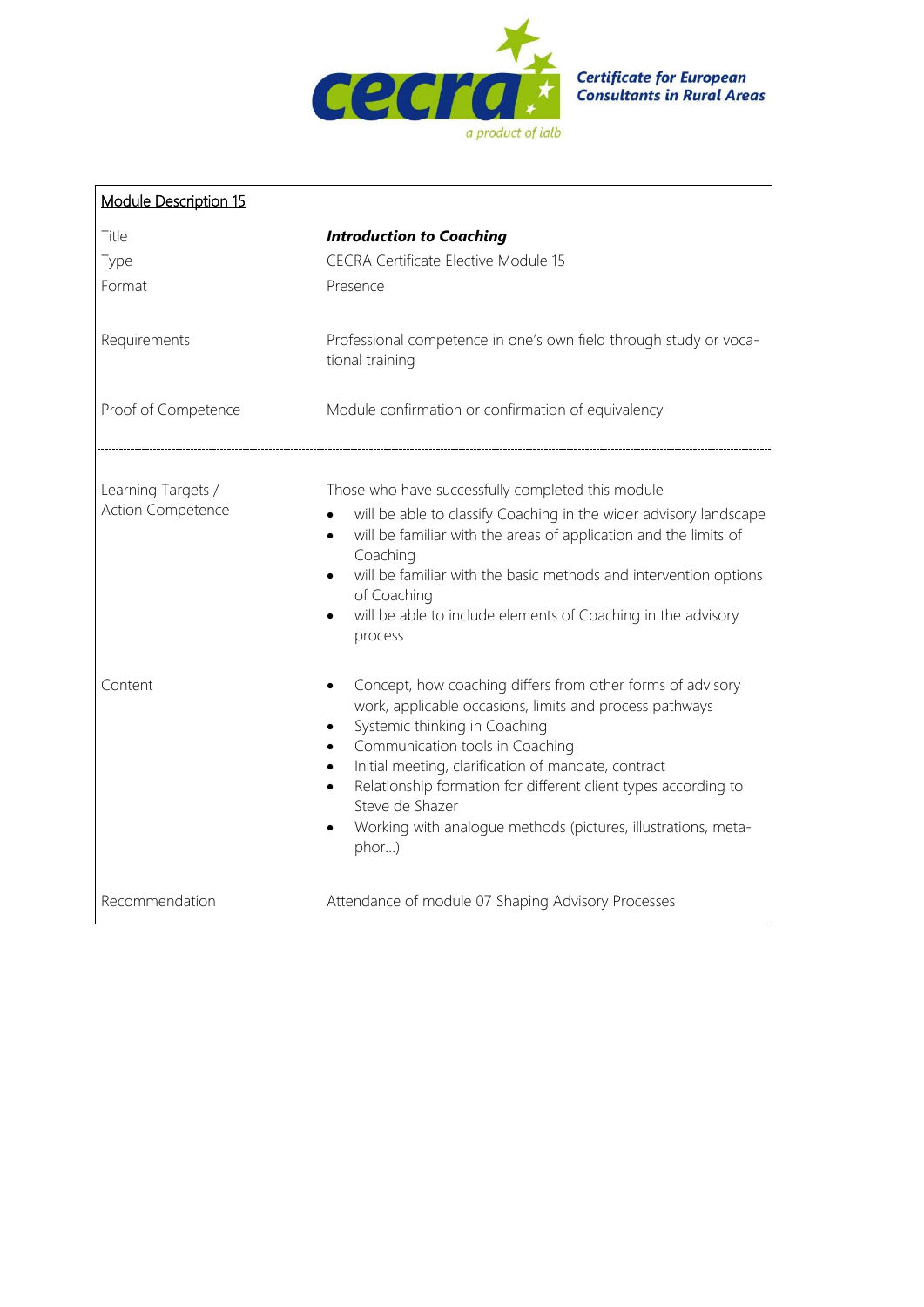**Module Description 15**

| | |
|---|---|
| Title | ***Introduction to Coaching*** |
| Type | CECRA Certificate Elective Module 15 |
| Format | Presence |
| Requirements | Professional competence in one's own field through study or vocational training |
| Proof of Competence | Module confirmation or confirmation of equivalency |
| Learning Targets / Action Competence | Those who have successfully completed this module<br>• will be able to classify Coaching in the wider advisory landscape<br>• will be familiar with the areas of application and the limits of Coaching<br>• will be familiar with the basic methods and intervention options of Coaching<br>• will be able to include elements of Coaching in the advisory process |
| Content | • Concept, how coaching differs from other forms of advisory work, applicable occasions, limits and process pathways<br>• Systemic thinking in Coaching<br>• Communication tools in Coaching<br>• Initial meeting, clarification of mandate, contract<br>• Relationship formation for different client types according to Steve de Shazer<br>• Working with analogue methods (pictures, illustrations, metaphor...) |
| Recommendation | Attendance of module 07 Shaping Advisory Processes |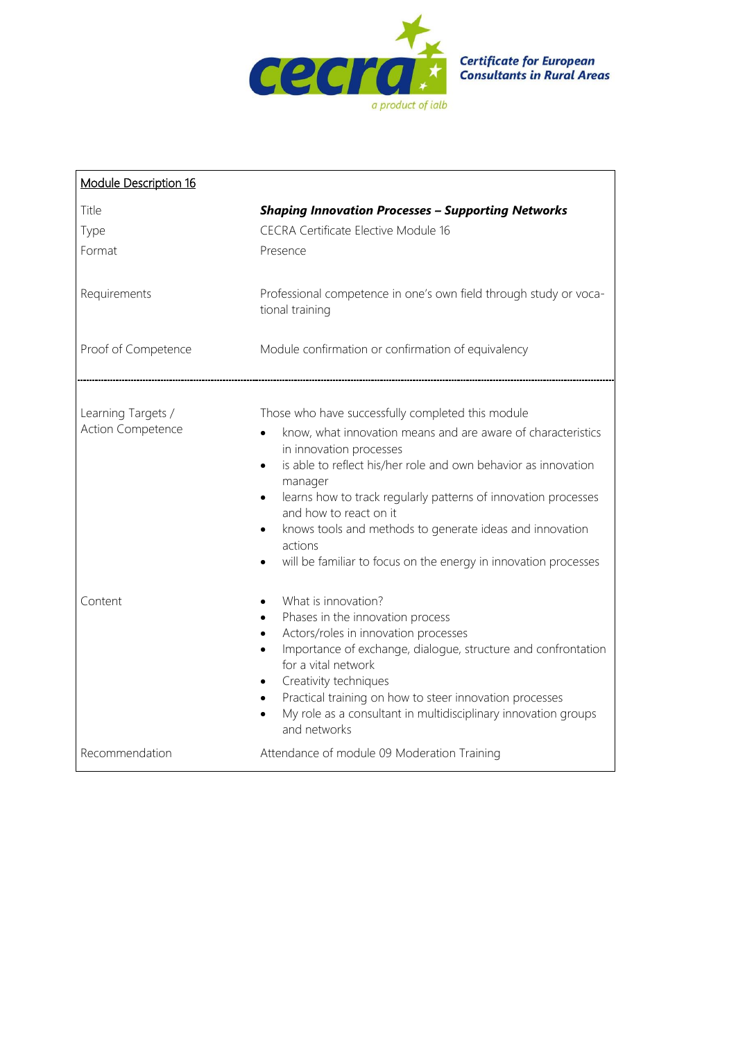**Module Description 16**

| | |
|---|---|
| Title | ***Shaping Innovation Processes – Supporting Networks*** |
| Type | CECRA Certificate Elective Module 16 |
| Format | Presence |
| Requirements | Professional competence in one's own field through study or vocational training |
| Proof of Competence | Module confirmation or confirmation of equivalency |
| Learning Targets / Action Competence | Those who have successfully completed this module<br>• know, what innovation means and are aware of characteristics in innovation processes<br>• is able to reflect his/her role and own behavior as innovation manager<br>• learns how to track regularly patterns of innovation processes and how to react on it<br>• knows tools and methods to generate ideas and innovation actions<br>• will be familiar to focus on the energy in innovation processes |
| Content | • What is innovation?<br>• Phases in the innovation process<br>• Actors/roles in innovation processes<br>• Importance of exchange, dialogue, structure and confrontation for a vital network<br>• Creativity techniques<br>• Practical training on how to steer innovation processes<br>• My role as a consultant in multidisciplinary innovation groups and networks |
| Recommendation | Attendance of module 09 Moderation Training |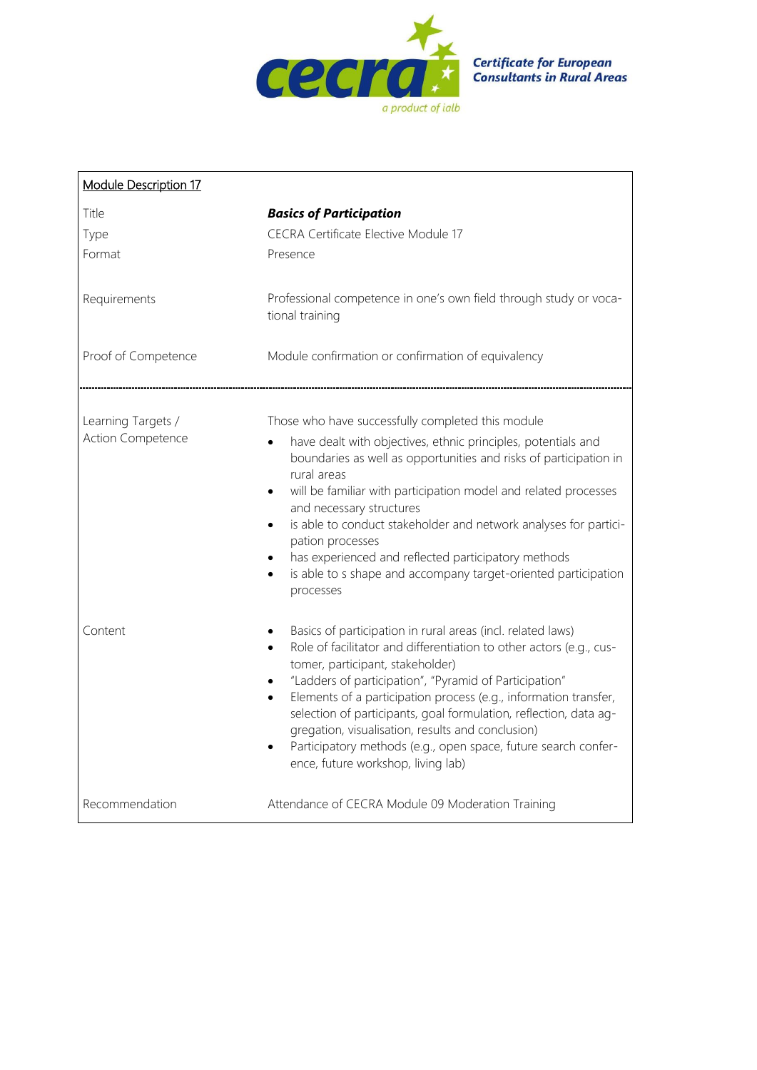**Certificate for European Consultants in Rural Areas**

| Module Description 17 | |
|---|---|
| Title | ***Basics of Participation*** |
| Type | CECRA Certificate Elective Module 17 |
| Format | Presence |
| Requirements | Professional competence in one's own field through study or vocational training |
| Proof of Competence | Module confirmation or confirmation of equivalency |
| Learning Targets / Action Competence | Those who have successfully completed this module<br>• have dealt with objectives, ethnic principles, potentials and boundaries as well as opportunities and risks of participation in rural areas<br>• will be familiar with participation model and related processes and necessary structures<br>• is able to conduct stakeholder and network analyses for participation processes<br>• has experienced and reflected participatory methods<br>• is able to s shape and accompany target-oriented participation processes |
| Content | • Basics of participation in rural areas (incl. related laws)<br>• Role of facilitator and differentiation to other actors (e.g., customer, participant, stakeholder)<br>• "Ladders of participation", "Pyramid of Participation"<br>• Elements of a participation process (e.g., information transfer, selection of participants, goal formulation, reflection, data aggregation, visualisation, results and conclusion)<br>• Participatory methods (e.g., open space, future search conference, future workshop, living lab) |
| Recommendation | Attendance of CECRA Module 09 Moderation Training |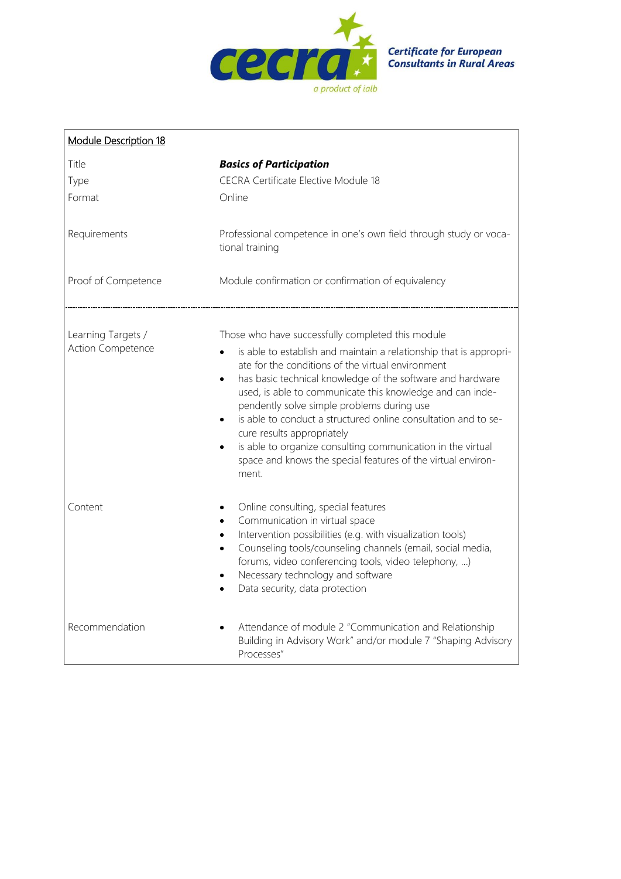Certificate for European Consultants in Rural Areas

| Module Description 18 | |
|---|---|
| Title | ***Basics of Participation*** |
| Type | CECRA Certificate Elective Module 18 |
| Format | Online |
| Requirements | Professional competence in one's own field through study or vocational training |
| Proof of Competence | Module confirmation or confirmation of equivalency |
| Learning Targets / Action Competence | Those who have successfully completed this module<br>• is able to establish and maintain a relationship that is appropriate for the conditions of the virtual environment<br>• has basic technical knowledge of the software and hardware used, is able to communicate this knowledge and can independently solve simple problems during use<br>• is able to conduct a structured online consultation and to secure results appropriately<br>• is able to organize consulting communication in the virtual space and knows the special features of the virtual environment. |
| Content | • Online consulting, special features<br>• Communication in virtual space<br>• Intervention possibilities (e.g. with visualization tools)<br>• Counseling tools/counseling channels (email, social media, forums, video conferencing tools, video telephony, …)<br>• Necessary technology and software<br>• Data security, data protection |
| Recommendation | • Attendance of module 2 "Communication and Relationship Building in Advisory Work" and/or module 7 "Shaping Advisory Processes" |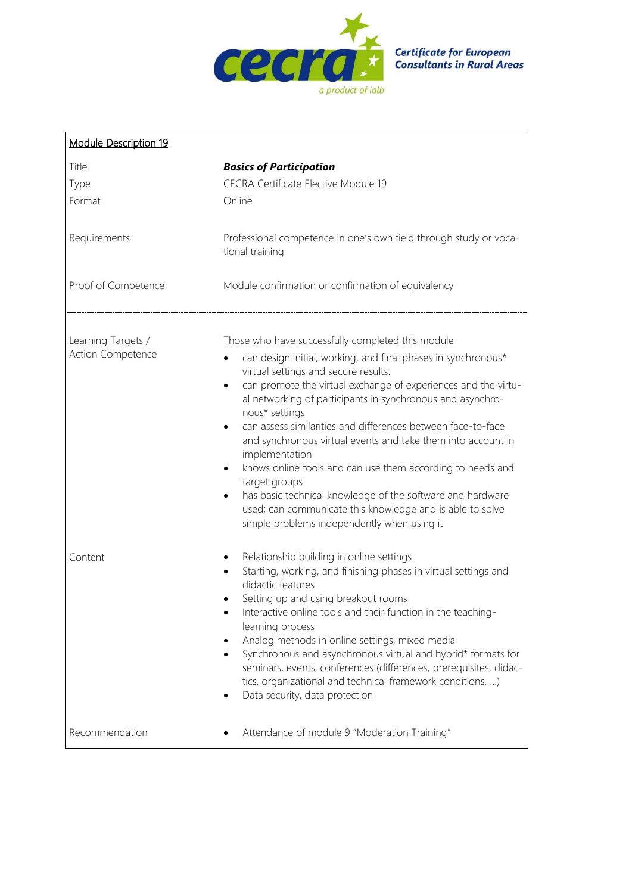Certificate for European Consultants in Rural Areas

a product of ialb

| Module Description 19 | |
|---|---|
| Title | ***Basics of Participation*** |
| Type | CECRA Certificate Elective Module 19 |
| Format | Online |
| Requirements | Professional competence in one's own field through study or vocational training |
| Proof of Competence | Module confirmation or confirmation of equivalency |
| Learning Targets / Action Competence | Those who have successfully completed this module<br>• can design initial, working, and final phases in synchronous* virtual settings and secure results.<br>• can promote the virtual exchange of experiences and the virtual networking of participants in synchronous and asynchronous* settings<br>• can assess similarities and differences between face-to-face and synchronous virtual events and take them into account in implementation<br>• knows online tools and can use them according to needs and target groups<br>• has basic technical knowledge of the software and hardware used; can communicate this knowledge and is able to solve simple problems independently when using it |
| Content | • Relationship building in online settings<br>• Starting, working, and finishing phases in virtual settings and didactic features<br>• Setting up and using breakout rooms<br>• Interactive online tools and their function in the teaching-learning process<br>• Analog methods in online settings, mixed media<br>• Synchronous and asynchronous virtual and hybrid* formats for seminars, events, conferences (differences, prerequisites, didactics, organizational and technical framework conditions, ...)<br>• Data security, data protection |
| Recommendation | • Attendance of module 9 "Moderation Training" |